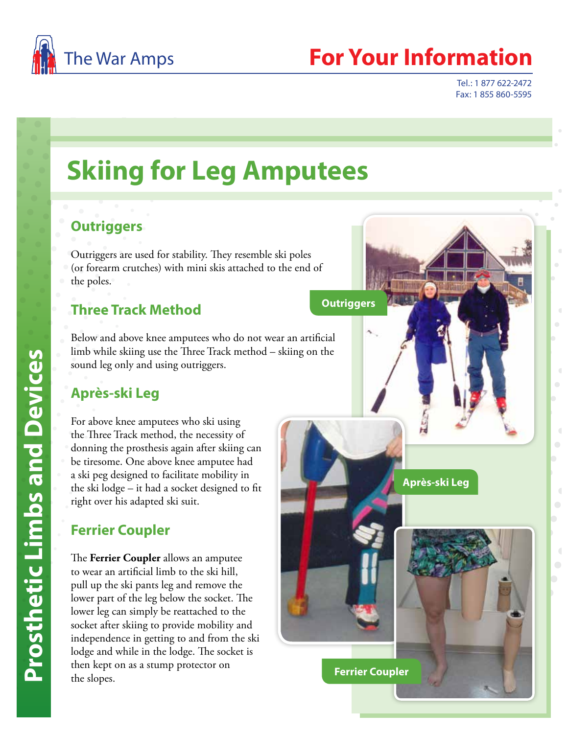The War Amps

# For Your Information

Tel.: 1 877 622-2472
Fax: 1 855 860-5595

Prosthetic Limbs and Devices

## Skiing for Leg Amputees

### Outriggers

Outriggers are used for stability. They resemble ski poles (or forearm crutches) with mini skis attached to the end of the poles.

### Three Track Method

Below and above knee amputees who do not wear an artificial limb while skiing use the Three Track method – skiing on the sound leg only and using outriggers.

### Après-ski Leg

For above knee amputees who ski using the Three Track method, the necessity of donning the prosthesis again after skiing can be tiresome. One above knee amputee had a ski peg designed to facilitate mobility in the ski lodge – it had a socket designed to fit right over his adapted ski suit.

### Ferrier Coupler

The **Ferrier Coupler** allows an amputee to wear an artificial limb to the ski hill, pull up the ski pants leg and remove the lower part of the leg below the socket. The lower leg can simply be reattached to the socket after skiing to provide mobility and independence in getting to and from the ski lodge and while in the lodge. The socket is then kept on as a stump protector on the slopes.

Outriggers

Après-ski Leg

Ferrier Coupler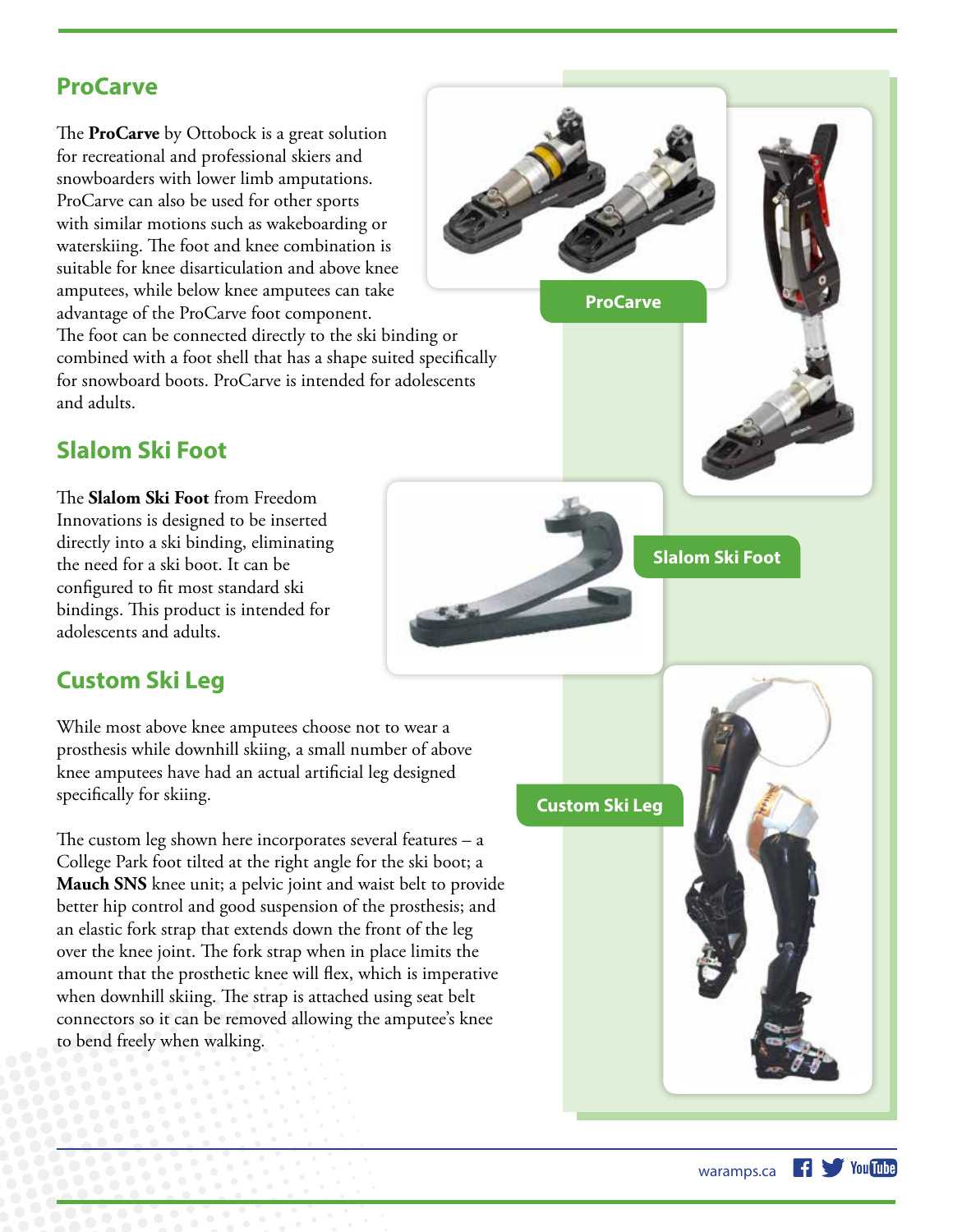## ProCarve

The **ProCarve** by Ottobock is a great solution for recreational and professional skiers and snowboarders with lower limb amputations. ProCarve can also be used for other sports with similar motions such as wakeboarding or waterskiing. The foot and knee combination is suitable for knee disarticulation and above knee amputees, while below knee amputees can take advantage of the ProCarve foot component. The foot can be connected directly to the ski binding or combined with a foot shell that has a shape suited specifically for snowboard boots. ProCarve is intended for adolescents and adults.

ProCarve

## Slalom Ski Foot

The **Slalom Ski Foot** from Freedom Innovations is designed to be inserted directly into a ski binding, eliminating the need for a ski boot. It can be configured to fit most standard ski bindings. This product is intended for adolescents and adults.

Slalom Ski Foot

## Custom Ski Leg

While most above knee amputees choose not to wear a prosthesis while downhill skiing, a small number of above knee amputees have had an actual artificial leg designed specifically for skiing.

The custom leg shown here incorporates several features – a College Park foot tilted at the right angle for the ski boot; a **Mauch SNS** knee unit; a pelvic joint and waist belt to provide better hip control and good suspension of the prosthesis; and an elastic fork strap that extends down the front of the leg over the knee joint. The fork strap when in place limits the amount that the prosthetic knee will flex, which is imperative when downhill skiing. The strap is attached using seat belt connectors so it can be removed allowing the amputee's knee to bend freely when walking.

Custom Ski Leg